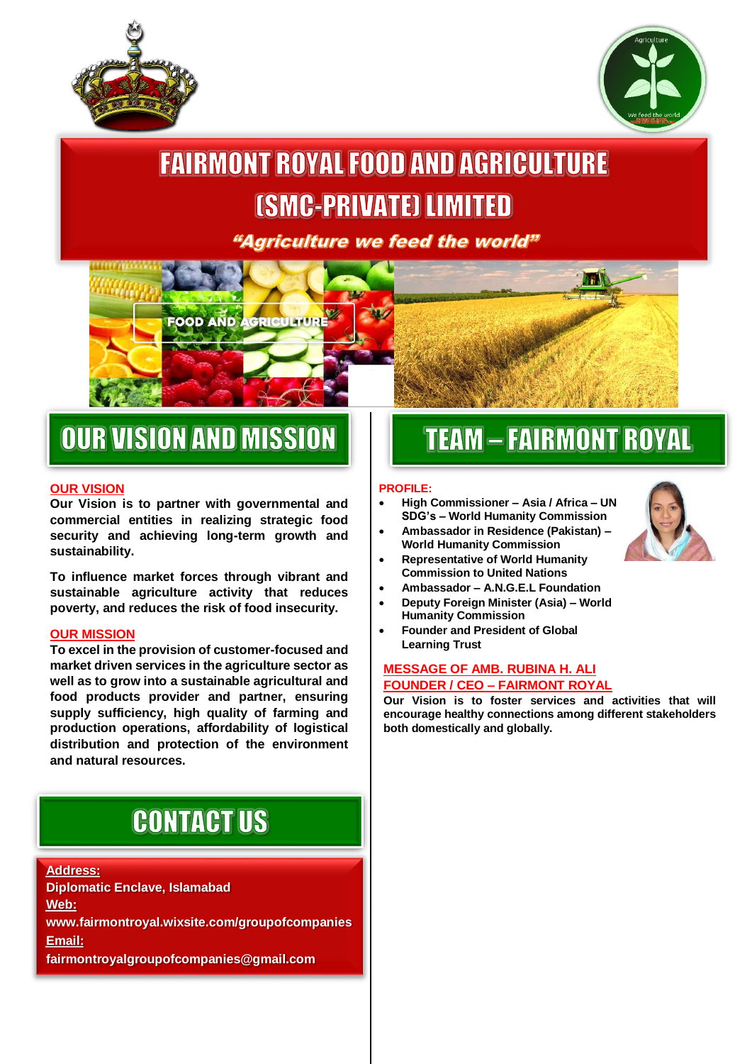# FAIRMONT ROYAL FOOD AND AGRICULTURE (SMC-PRIVATE) LIMITED

*"Agriculture we feed the world"*

FOOD AND AGRICULTURE

## OUR VISION AND MISSION

**OUR VISION**

**Our Vision is to partner with governmental and commercial entities in realizing strategic food security and achieving long-term growth and sustainability.**

**To influence market forces through vibrant and sustainable agriculture activity that reduces poverty, and reduces the risk of food insecurity.**

**OUR MISSION**

**To excel in the provision of customer-focused and market driven services in the agriculture sector as well as to grow into a sustainable agricultural and food products provider and partner, ensuring supply sufficiency, high quality of farming and production operations, affordability of logistical distribution and protection of the environment and natural resources.**

## CONTACT US

**Address:**
**Diplomatic Enclave, Islamabad**
**Web:**
**www.fairmontroyal.wixsite.com/groupofcompanies**
**Email:**
**fairmontroyalgroupofcompanies@gmail.com**

## TEAM – FAIRMONT ROYAL

**PROFILE:**

- **High Commissioner – Asia / Africa – UN SDG's – World Humanity Commission**
- **Ambassador in Residence (Pakistan) – World Humanity Commission**
- **Representative of World Humanity Commission to United Nations**
- **Ambassador – A.N.G.E.L Foundation**
- **Deputy Foreign Minister (Asia) – World Humanity Commission**
- **Founder and President of Global Learning Trust**

**MESSAGE OF AMB. RUBINA H. ALI**
**FOUNDER / CEO – FAIRMONT ROYAL**

**Our Vision is to foster services and activities that will encourage healthy connections among different stakeholders both domestically and globally.**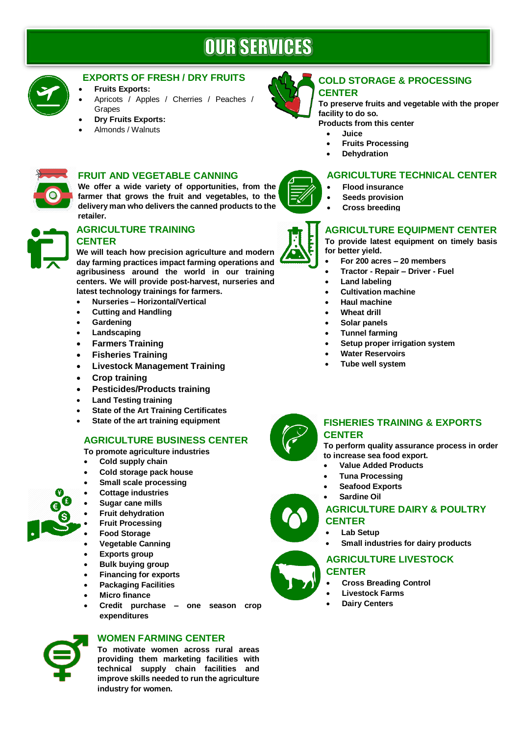# OUR SERVICES

## EXPORTS OF FRESH / DRY FRUITS

- **Fruits Exports:**
- Apricots / Apples / Cherries / Peaches / Grapes
- **Dry Fruits Exports:**
- Almonds / Walnuts

## COLD STORAGE & PROCESSING CENTER

**To preserve fruits and vegetable with the proper facility to do so.**

**Products from this center**

- **Juice**
- **Fruits Processing**
- **Dehydration**

## FRUIT AND VEGETABLE CANNING

**We offer a wide variety of opportunities, from the farmer that grows the fruit and vegetables, to the delivery man who delivers the canned products to the retailer.**

## AGRICULTURE TECHNICAL CENTER

- **Flood insurance**
- **Seeds provision**
- **Cross breeding**

## AGRICULTURE TRAINING CENTER

**We will teach how precision agriculture and modern day farming practices impact farming operations and agribusiness around the world in our training centers. We will provide post-harvest, nurseries and latest technology trainings for farmers.**

- **Nurseries – Horizontal/Vertical**
- **Cutting and Handling**
- **Gardening**
- **Landscaping**
- **Farmers Training**
- **Fisheries Training**
- **Livestock Management Training**
- **Crop training**
- **Pesticides/Products training**
- **Land Testing training**
- **State of the Art Training Certificates**
- **State of the art training equipment**

## AGRICULTURE EQUIPMENT CENTER

**To provide latest equipment on timely basis for better yield.**

- **For 200 acres – 20 members**
- **Tractor - Repair – Driver - Fuel**
- **Land labeling**
- **Cultivation machine**
- **Haul machine**
- **Wheat drill**
- **Solar panels**
- **Tunnel farming**
- **Setup proper irrigation system**
- **Water Reservoirs**
- **Tube well system**

## AGRICULTURE BUSINESS CENTER

**To promote agriculture industries**

- **Cold supply chain**
- **Cold storage pack house**
- **Small scale processing**
- **Cottage industries**
- **Sugar cane mills**
- **Fruit dehydration**
- **Fruit Processing**
- **Food Storage**
- **Vegetable Canning**
- **Exports group**
- **Bulk buying group**
- **Financing for exports**
- **Packaging Facilities**
- **Micro finance**
- **Credit purchase – one season crop expenditures**

## FISHERIES TRAINING & EXPORTS CENTER

**To perform quality assurance process in order to increase sea food export.**

- **Value Added Products**
- **Tuna Processing**
- **Seafood Exports**
- **Sardine Oil**

## AGRICULTURE DAIRY & POULTRY CENTER

- **Lab Setup**
- **Small industries for dairy products**

## AGRICULTURE LIVESTOCK CENTER

- **Cross Breading Control**
- **Livestock Farms**
- **Dairy Centers**

## WOMEN FARMING CENTER

**To motivate women across rural areas providing them marketing facilities with technical supply chain facilities and improve skills needed to run the agriculture industry for women.**